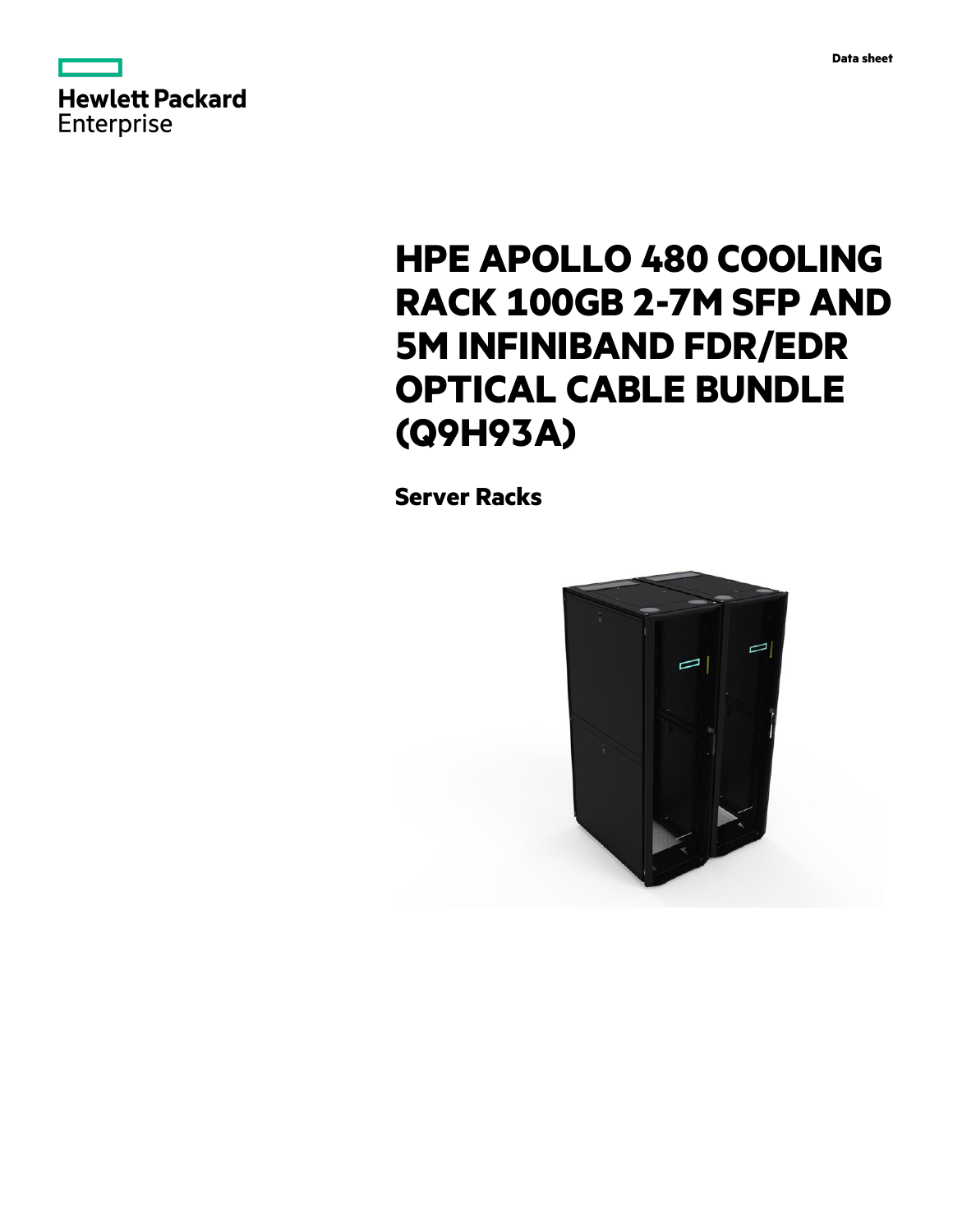Data sheet

# HPE APOLLO 480 COOLING RACK 100GB 2-7M SFP AND 5M INFINIBAND FDR/EDR OPTICAL CABLE BUNDLE (Q9H93A)

## Server Racks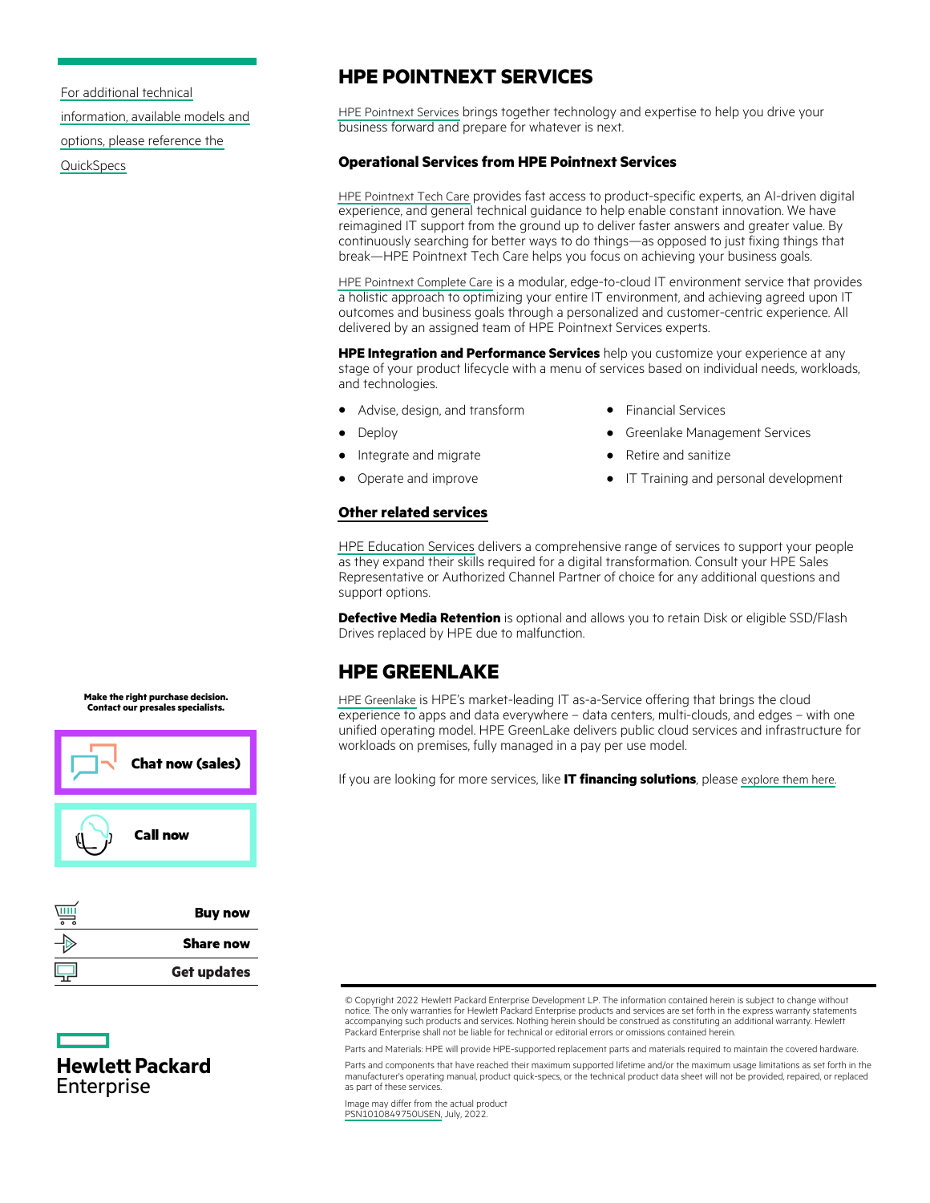For additional technical information, available models and options, please reference the QuickSpecs

## HPE POINTNEXT SERVICES

HPE Pointnext Services brings together technology and expertise to help you drive your business forward and prepare for whatever is next.

### Operational Services from HPE Pointnext Services

HPE Pointnext Tech Care provides fast access to product-specific experts, an AI-driven digital experience, and general technical guidance to help enable constant innovation. We have reimagined IT support from the ground up to deliver faster answers and greater value. By continuously searching for better ways to do things—as opposed to just fixing things that break—HPE Pointnext Tech Care helps you focus on achieving your business goals.

HPE Pointnext Complete Care is a modular, edge-to-cloud IT environment service that provides a holistic approach to optimizing your entire IT environment, and achieving agreed upon IT outcomes and business goals through a personalized and customer-centric experience. All delivered by an assigned team of HPE Pointnext Services experts.

**HPE Integration and Performance Services** help you customize your experience at any stage of your product lifecycle with a menu of services based on individual needs, workloads, and technologies.

- Advise, design, and transform
- Deploy
- Integrate and migrate
- Operate and improve
- Financial Services
- Greenlake Management Services
- Retire and sanitize
- IT Training and personal development

### Other related services

HPE Education Services delivers a comprehensive range of services to support your people as they expand their skills required for a digital transformation. Consult your HPE Sales Representative or Authorized Channel Partner of choice for any additional questions and support options.

**Defective Media Retention** is optional and allows you to retain Disk or eligible SSD/Flash Drives replaced by HPE due to malfunction.

## HPE GREENLAKE

HPE Greenlake is HPE's market-leading IT as-a-Service offering that brings the cloud experience to apps and data everywhere – data centers, multi-clouds, and edges – with one unified operating model. HPE GreenLake delivers public cloud services and infrastructure for workloads on premises, fully managed in a pay per use model.

If you are looking for more services, like **IT financing solutions**, please explore them here.

**Make the right purchase decision. Contact our presales specialists.**

Chat now (sales)

Call now

Buy now

Share now

Get updates

Hewlett Packard Enterprise

© Copyright 2022 Hewlett Packard Enterprise Development LP. The information contained herein is subject to change without notice. The only warranties for Hewlett Packard Enterprise products and services are set forth in the express warranty statements accompanying such products and services. Nothing herein should be construed as constituting an additional warranty. Hewlett Packard Enterprise shall not be liable for technical or editorial errors or omissions contained herein.

Parts and Materials: HPE will provide HPE-supported replacement parts and materials required to maintain the covered hardware.

Parts and components that have reached their maximum supported lifetime and/or the maximum usage limitations as set forth in the manufacturer's operating manual, product quick-specs, or the technical product data sheet will not be provided, repaired, or replaced as part of these services.

Image may differ from the actual product
PSN1010849750USEN, July, 2022.